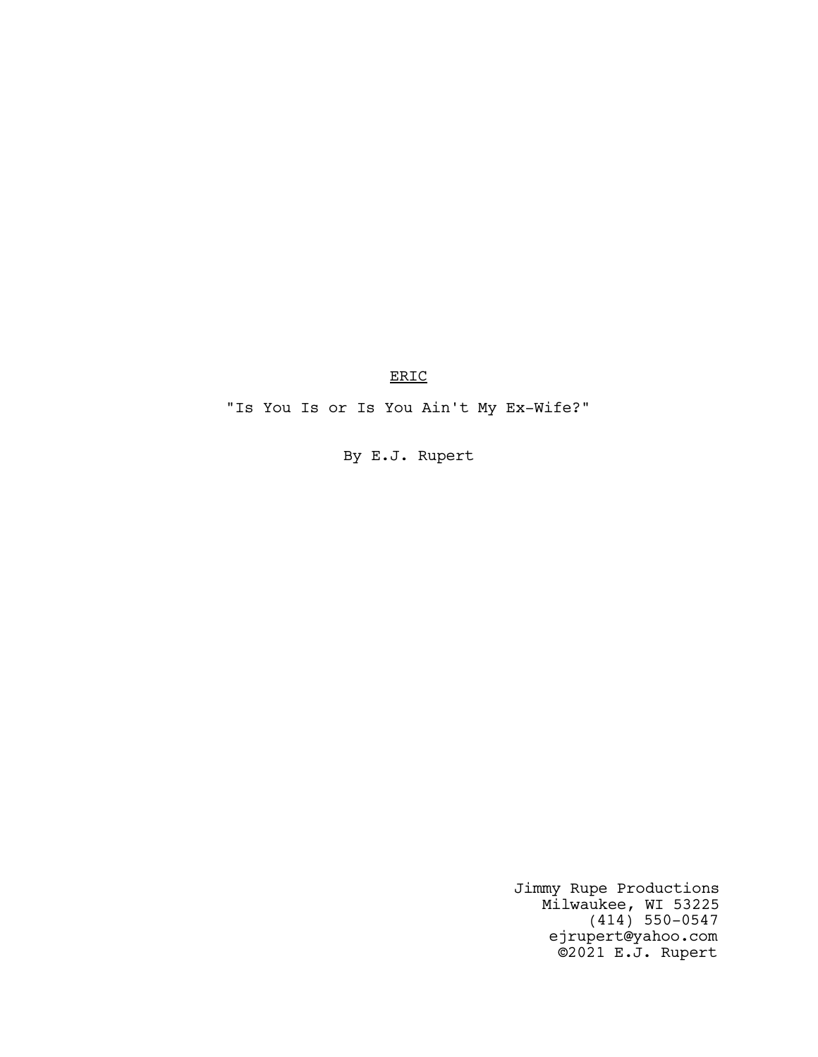<u>ERIC</u>

"Is You Is or Is You Ain't My Ex-Wife?"

By E.J. Rupert

Jimmy Rupe Productions
Milwaukee, WI 53225
(414) 550-0547
ejrupert@yahoo.com
©2021 E.J. Rupert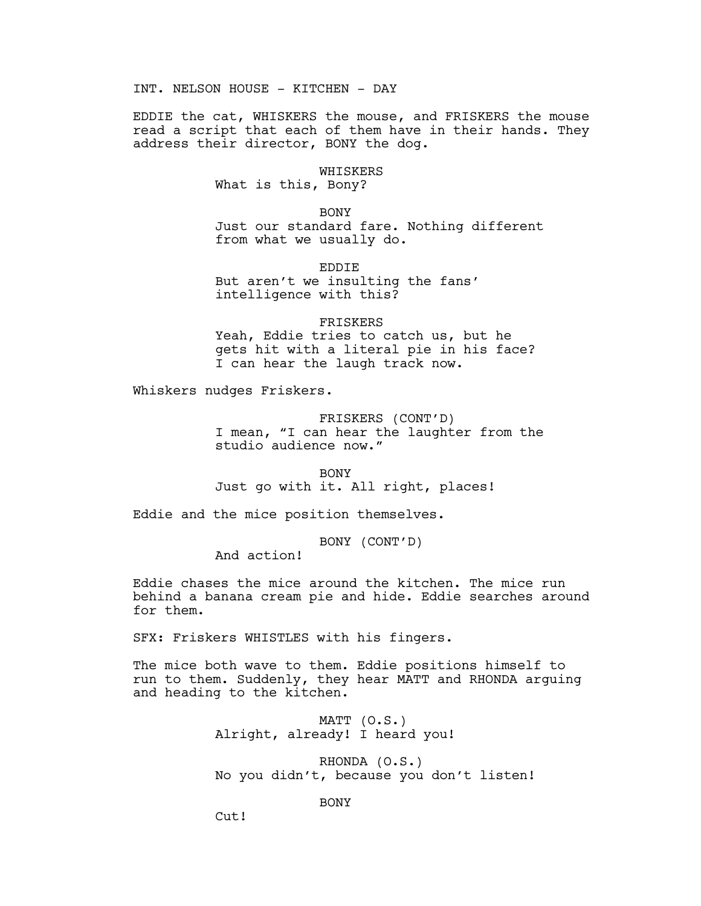INT. NELSON HOUSE - KITCHEN - DAY

EDDIE the cat, WHISKERS the mouse, and FRISKERS the mouse read a script that each of them have in their hands. They address their director, BONY the dog.

WHISKERS
What is this, Bony?

BONY
Just our standard fare. Nothing different from what we usually do.

EDDIE
But aren't we insulting the fans' intelligence with this?

FRISKERS
Yeah, Eddie tries to catch us, but he gets hit with a literal pie in his face? I can hear the laugh track now.

Whiskers nudges Friskers.

FRISKERS (CONT'D)
I mean, "I can hear the laughter from the studio audience now."

BONY
Just go with it. All right, places!

Eddie and the mice position themselves.

BONY (CONT'D)
And action!

Eddie chases the mice around the kitchen. The mice run behind a banana cream pie and hide. Eddie searches around for them.

SFX: Friskers WHISTLES with his fingers.

The mice both wave to them. Eddie positions himself to run to them. Suddenly, they hear MATT and RHONDA arguing and heading to the kitchen.

MATT (O.S.)
Alright, already! I heard you!

RHONDA (O.S.)
No you didn't, because you don't listen!

BONY
Cut!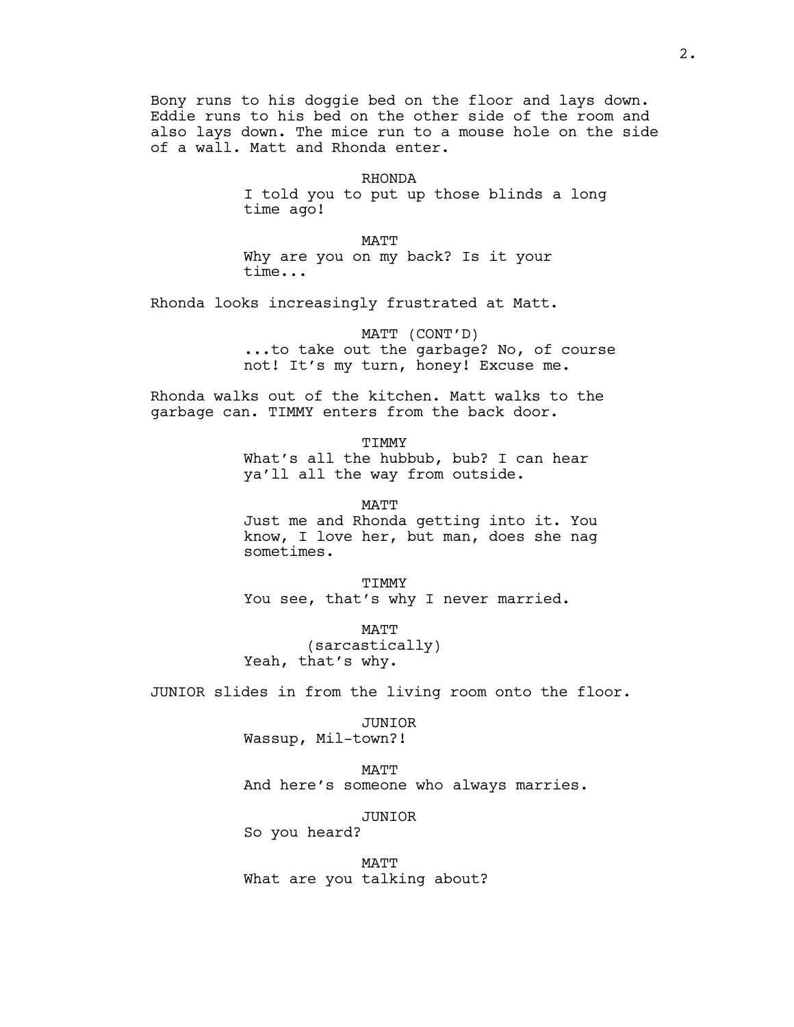Bony runs to his doggie bed on the floor and lays down. Eddie runs to his bed on the other side of the room and also lays down. The mice run to a mouse hole on the side of a wall. Matt and Rhonda enter.

RHONDA
I told you to put up those blinds a long time ago!

MATT
Why are you on my back? Is it your time...

Rhonda looks increasingly frustrated at Matt.

MATT (CONT'D)
...to take out the garbage? No, of course not! It's my turn, honey! Excuse me.

Rhonda walks out of the kitchen. Matt walks to the garbage can. TIMMY enters from the back door.

TIMMY
What's all the hubbub, bub? I can hear ya'll all the way from outside.

MATT
Just me and Rhonda getting into it. You know, I love her, but man, does she nag sometimes.

TIMMY
You see, that's why I never married.

MATT
(sarcastically)
Yeah, that's why.

JUNIOR slides in from the living room onto the floor.

JUNIOR
Wassup, Mil-town?!

MATT
And here's someone who always marries.

JUNIOR
So you heard?

MATT
What are you talking about?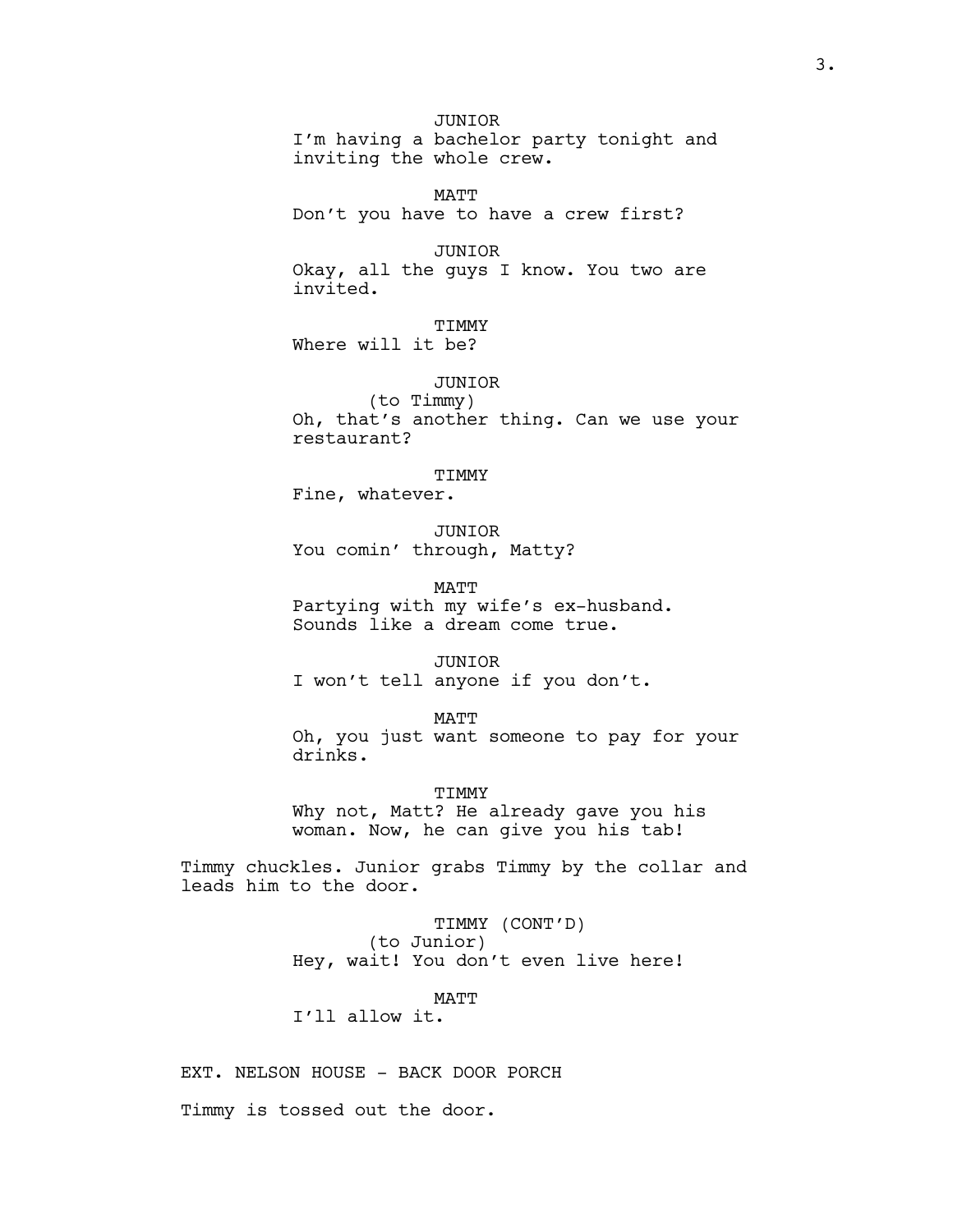JUNIOR
I'm having a bachelor party tonight and inviting the whole crew.

MATT
Don't you have to have a crew first?

JUNIOR
Okay, all the guys I know. You two are invited.

TIMMY
Where will it be?

JUNIOR
(to Timmy)
Oh, that's another thing. Can we use your restaurant?

TIMMY
Fine, whatever.

JUNIOR
You comin' through, Matty?

MATT
Partying with my wife's ex-husband. Sounds like a dream come true.

JUNIOR
I won't tell anyone if you don't.

MATT
Oh, you just want someone to pay for your drinks.

TIMMY
Why not, Matt? He already gave you his woman. Now, he can give you his tab!

Timmy chuckles. Junior grabs Timmy by the collar and leads him to the door.

TIMMY (CONT'D)
(to Junior)
Hey, wait! You don't even live here!

MATT
I'll allow it.

EXT. NELSON HOUSE - BACK DOOR PORCH

Timmy is tossed out the door.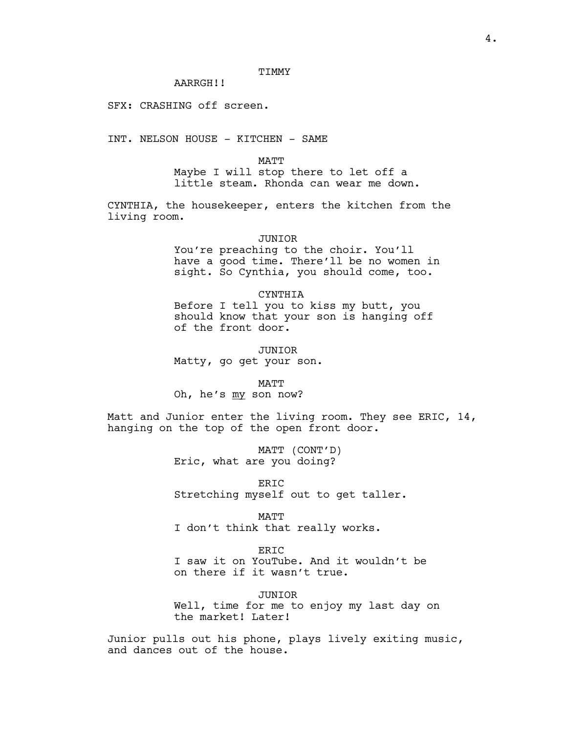TIMMY

AARRGH!!

SFX: CRASHING off screen.

INT. NELSON HOUSE - KITCHEN - SAME

MATT

Maybe I will stop there to let off a little steam. Rhonda can wear me down.

CYNTHIA, the housekeeper, enters the kitchen from the living room.

JUNIOR

You're preaching to the choir. You'll have a good time. There'll be no women in sight. So Cynthia, you should come, too.

CYNTHIA

Before I tell you to kiss my butt, you should know that your son is hanging off of the front door.

JUNIOR

Matty, go get your son.

MATT

Oh, he's _my_ son now?

Matt and Junior enter the living room. They see ERIC, 14, hanging on the top of the open front door.

MATT (CONT'D)

Eric, what are you doing?

ERIC

Stretching myself out to get taller.

MATT

I don't think that really works.

ERIC

I saw it on YouTube. And it wouldn't be on there if it wasn't true.

JUNIOR

Well, time for me to enjoy my last day on the market! Later!

Junior pulls out his phone, plays lively exiting music, and dances out of the house.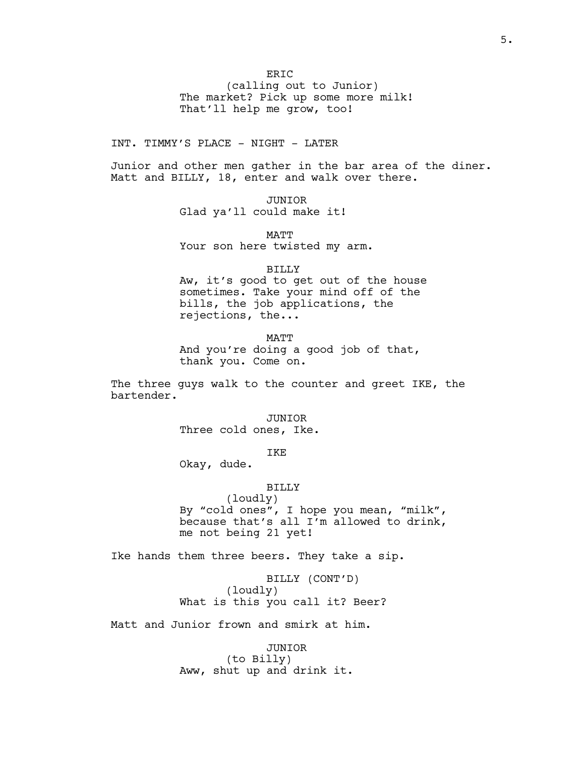ERIC
(calling out to Junior)
The market? Pick up some more milk! That'll help me grow, too!

INT. TIMMY'S PLACE - NIGHT - LATER

Junior and other men gather in the bar area of the diner. Matt and BILLY, 18, enter and walk over there.

JUNIOR
Glad ya'll could make it!

MATT
Your son here twisted my arm.

BILLY
Aw, it's good to get out of the house sometimes. Take your mind off of the bills, the job applications, the rejections, the...

MATT
And you're doing a good job of that, thank you. Come on.

The three guys walk to the counter and greet IKE, the bartender.

JUNIOR
Three cold ones, Ike.

IKE
Okay, dude.

BILLY
(loudly)
By "cold ones", I hope you mean, "milk", because that's all I'm allowed to drink, me not being 21 yet!

Ike hands them three beers. They take a sip.

BILLY (CONT'D)
(loudly)
What is this you call it? Beer?

Matt and Junior frown and smirk at him.

JUNIOR
(to Billy)
Aww, shut up and drink it.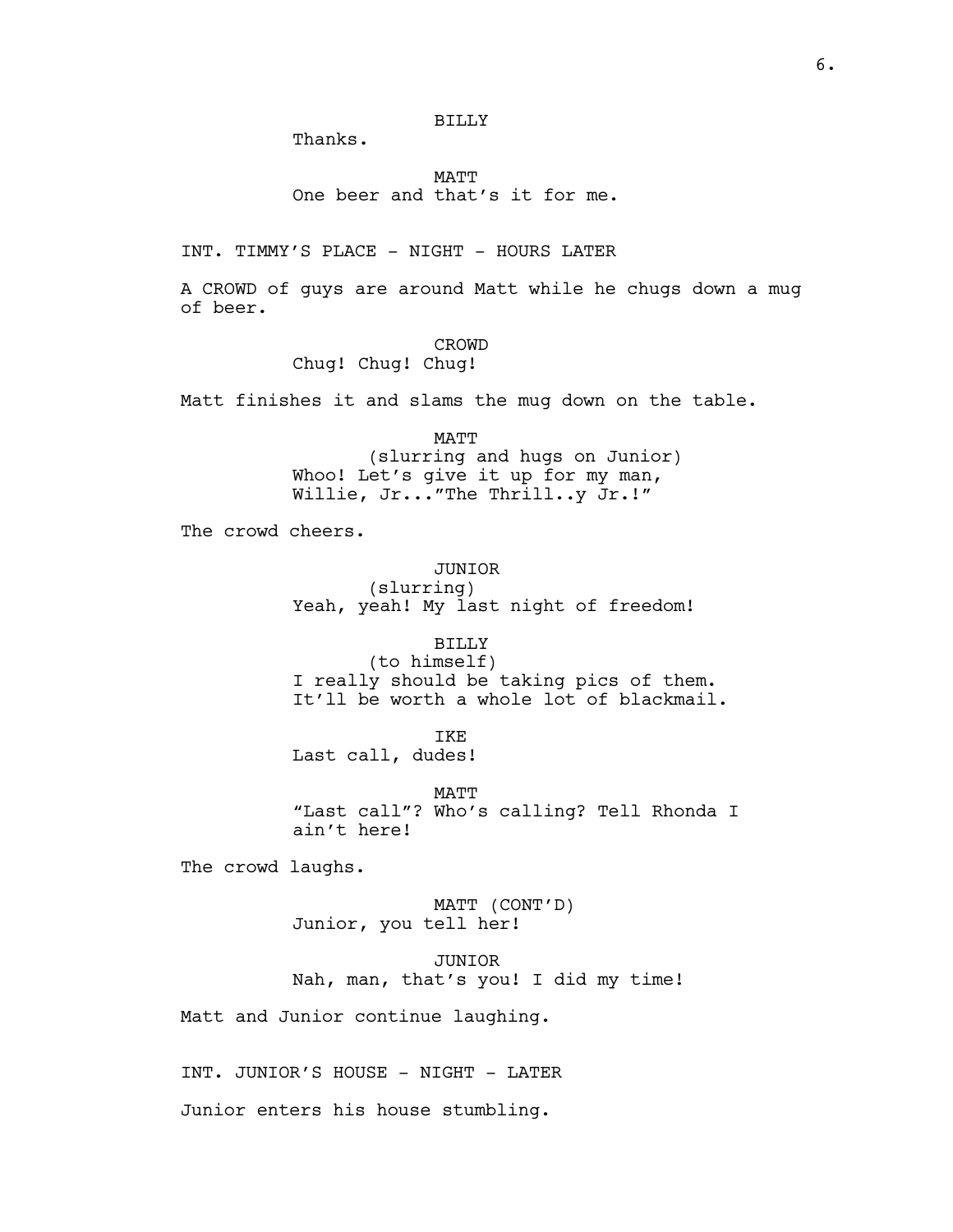BILLY

Thanks.

MATT

One beer and that's it for me.

INT. TIMMY'S PLACE - NIGHT - HOURS LATER

A CROWD of guys are around Matt while he chugs down a mug of beer.

CROWD

Chug! Chug! Chug!

Matt finishes it and slams the mug down on the table.

MATT

(slurring and hugs on Junior)

Whoo! Let's give it up for my man, Willie, Jr..."The Thrill..y Jr.!"

The crowd cheers.

JUNIOR

(slurring)

Yeah, yeah! My last night of freedom!

BILLY

(to himself)

I really should be taking pics of them. It'll be worth a whole lot of blackmail.

IKE

Last call, dudes!

MATT

"Last call"? Who's calling? Tell Rhonda I ain't here!

The crowd laughs.

MATT (CONT'D)

Junior, you tell her!

JUNIOR

Nah, man, that's you! I did my time!

Matt and Junior continue laughing.

INT. JUNIOR'S HOUSE - NIGHT - LATER

Junior enters his house stumbling.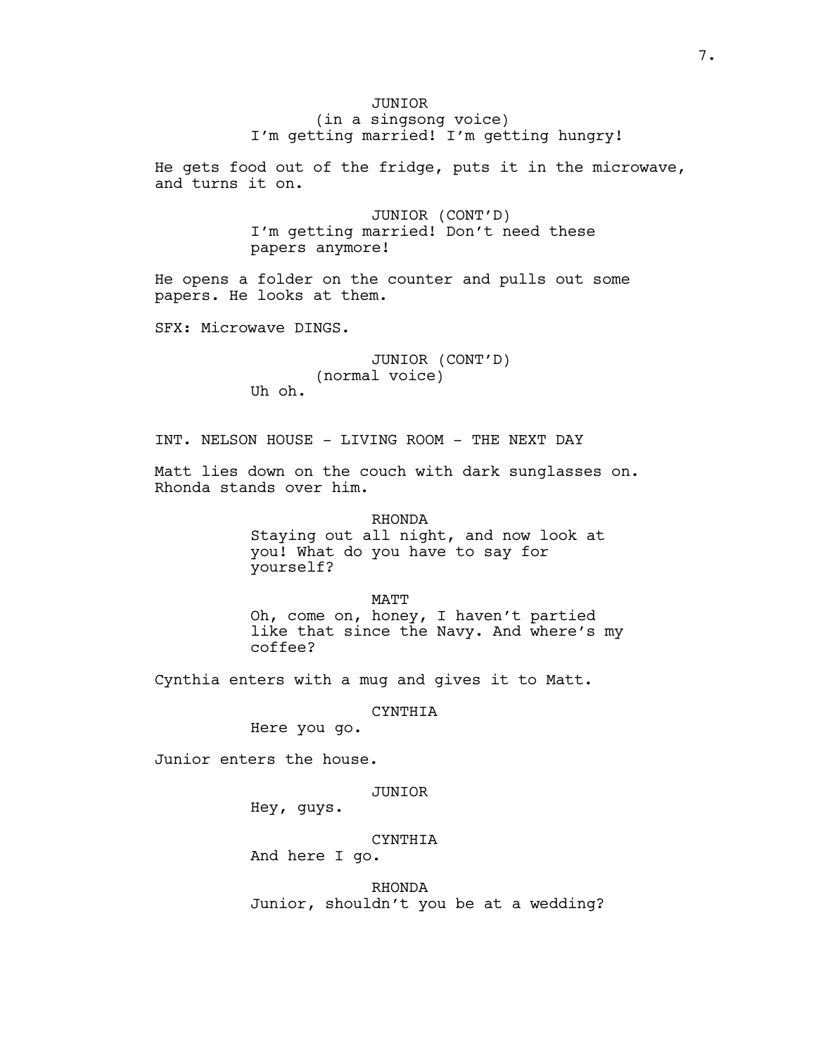JUNIOR
(in a singsong voice)
I'm getting married! I'm getting hungry!

He gets food out of the fridge, puts it in the microwave, and turns it on.

JUNIOR (CONT'D)
I'm getting married! Don't need these papers anymore!

He opens a folder on the counter and pulls out some papers. He looks at them.

SFX: Microwave DINGS.

JUNIOR (CONT'D)
(normal voice)
Uh oh.

INT. NELSON HOUSE - LIVING ROOM - THE NEXT DAY

Matt lies down on the couch with dark sunglasses on. Rhonda stands over him.

RHONDA
Staying out all night, and now look at you! What do you have to say for yourself?

MATT
Oh, come on, honey, I haven't partied like that since the Navy. And where's my coffee?

Cynthia enters with a mug and gives it to Matt.

CYNTHIA
Here you go.

Junior enters the house.

JUNIOR
Hey, guys.

CYNTHIA
And here I go.

RHONDA
Junior, shouldn't you be at a wedding?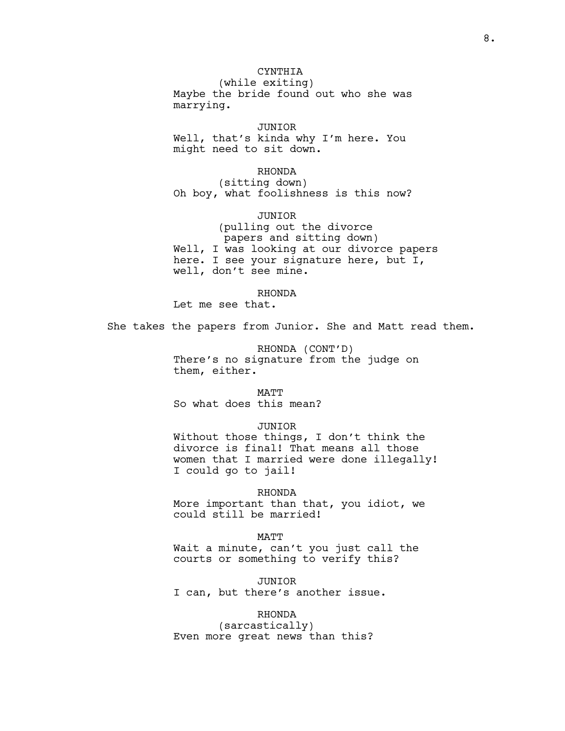CYNTHIA
(while exiting)
Maybe the bride found out who she was marrying.

JUNIOR
Well, that's kinda why I'm here. You might need to sit down.

RHONDA
(sitting down)
Oh boy, what foolishness is this now?

JUNIOR
(pulling out the divorce papers and sitting down)
Well, I was looking at our divorce papers here. I see your signature here, but I, well, don't see mine.

RHONDA
Let me see that.

She takes the papers from Junior. She and Matt read them.

RHONDA (CONT'D)
There's no signature from the judge on them, either.

MATT
So what does this mean?

JUNIOR
Without those things, I don't think the divorce is final! That means all those women that I married were done illegally! I could go to jail!

RHONDA
More important than that, you idiot, we could still be married!

MATT
Wait a minute, can't you just call the courts or something to verify this?

JUNIOR
I can, but there's another issue.

RHONDA
(sarcastically)
Even more great news than this?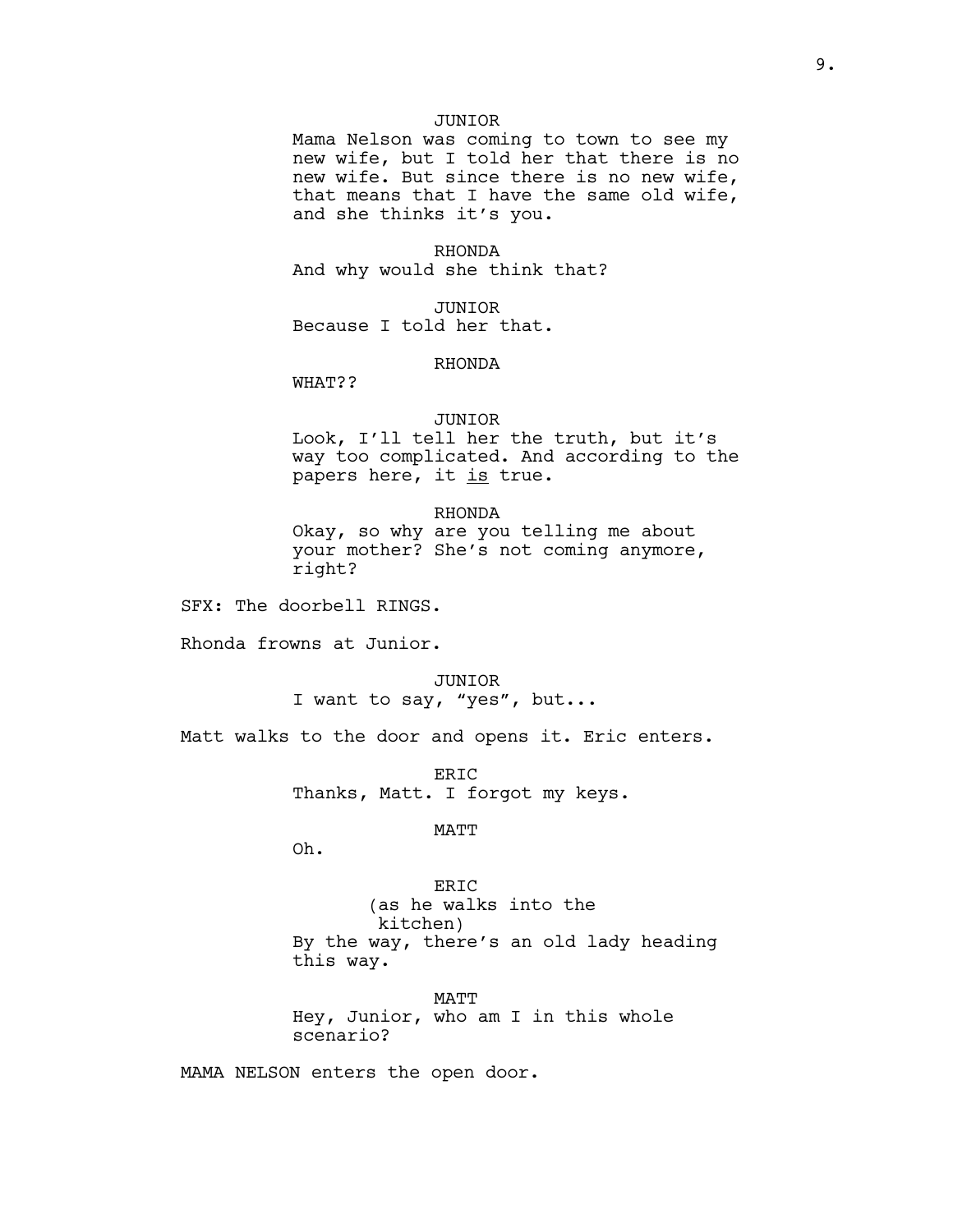JUNIOR

Mama Nelson was coming to town to see my new wife, but I told her that there is no new wife. But since there is no new wife, that means that I have the same old wife, and she thinks it's you.

RHONDA

And why would she think that?

JUNIOR

Because I told her that.

RHONDA

WHAT??

JUNIOR

Look, I'll tell her the truth, but it's way too complicated. And according to the papers here, it <u>is</u> true.

RHONDA

Okay, so why are you telling me about your mother? She's not coming anymore, right?

SFX: The doorbell RINGS.

Rhonda frowns at Junior.

JUNIOR

I want to say, "yes", but...

Matt walks to the door and opens it. Eric enters.

ERIC

Thanks, Matt. I forgot my keys.

MATT

Oh.

ERIC

(as he walks into the kitchen)

By the way, there's an old lady heading this way.

MATT

Hey, Junior, who am I in this whole scenario?

MAMA NELSON enters the open door.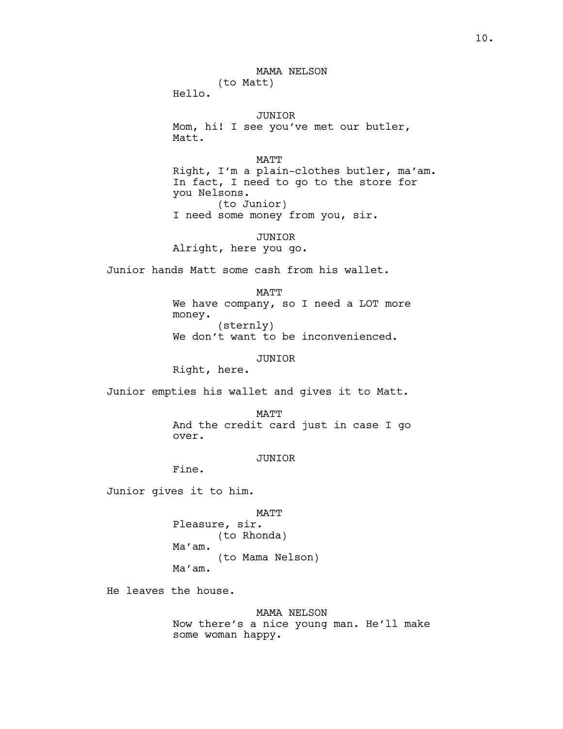MAMA NELSON
(to Matt)
Hello.

JUNIOR
Mom, hi! I see you've met our butler, Matt.

MATT
Right, I'm a plain-clothes butler, ma'am. In fact, I need to go to the store for you Nelsons.
(to Junior)
I need some money from you, sir.

JUNIOR
Alright, here you go.

Junior hands Matt some cash from his wallet.

MATT
We have company, so I need a LOT more money.
(sternly)
We don't want to be inconvenienced.

JUNIOR
Right, here.

Junior empties his wallet and gives it to Matt.

MATT
And the credit card just in case I go over.

JUNIOR
Fine.

Junior gives it to him.

MATT
Pleasure, sir.
(to Rhonda)
Ma'am.
(to Mama Nelson)
Ma'am.

He leaves the house.

MAMA NELSON
Now there's a nice young man. He'll make some woman happy.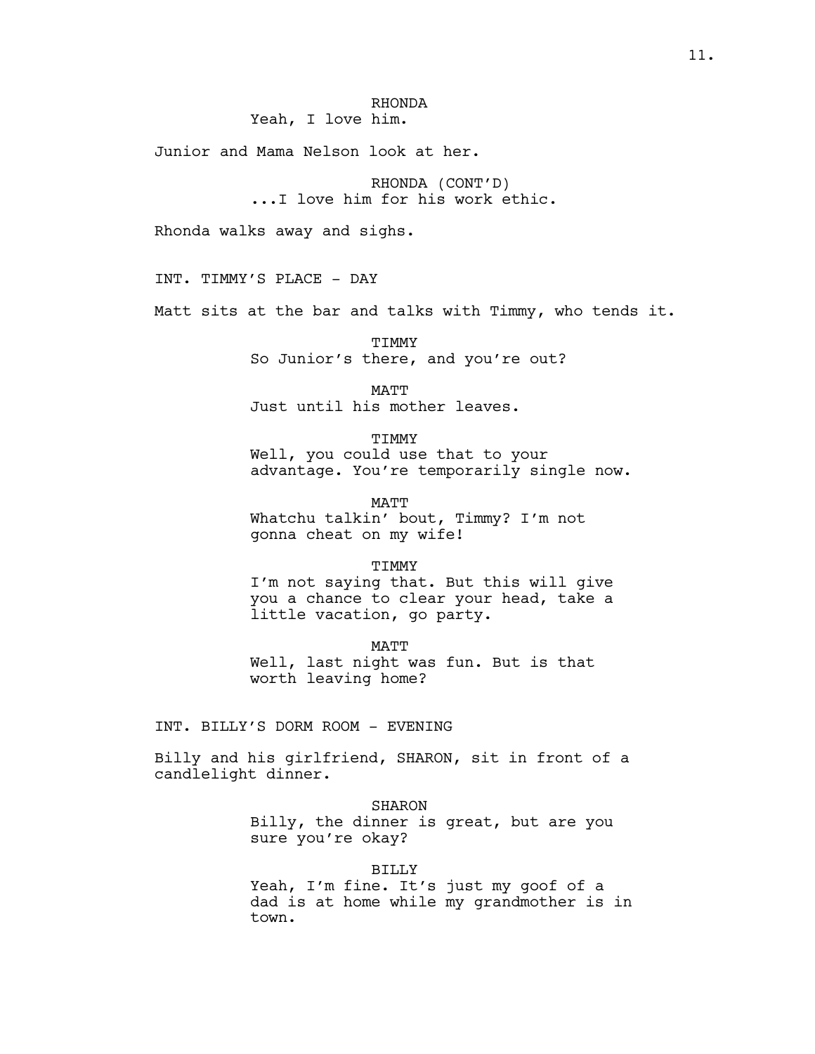RHONDA
Yeah, I love him.

Junior and Mama Nelson look at her.

RHONDA (CONT'D)
...I love him for his work ethic.

Rhonda walks away and sighs.

INT. TIMMY'S PLACE - DAY

Matt sits at the bar and talks with Timmy, who tends it.

TIMMY
So Junior's there, and you're out?

MATT
Just until his mother leaves.

TIMMY
Well, you could use that to your advantage. You're temporarily single now.

MATT
Whatchu talkin' bout, Timmy? I'm not gonna cheat on my wife!

TIMMY
I'm not saying that. But this will give you a chance to clear your head, take a little vacation, go party.

MATT
Well, last night was fun. But is that worth leaving home?

INT. BILLY'S DORM ROOM - EVENING

Billy and his girlfriend, SHARON, sit in front of a candlelight dinner.

SHARON
Billy, the dinner is great, but are you sure you're okay?

BILLY
Yeah, I'm fine. It's just my goof of a dad is at home while my grandmother is in town.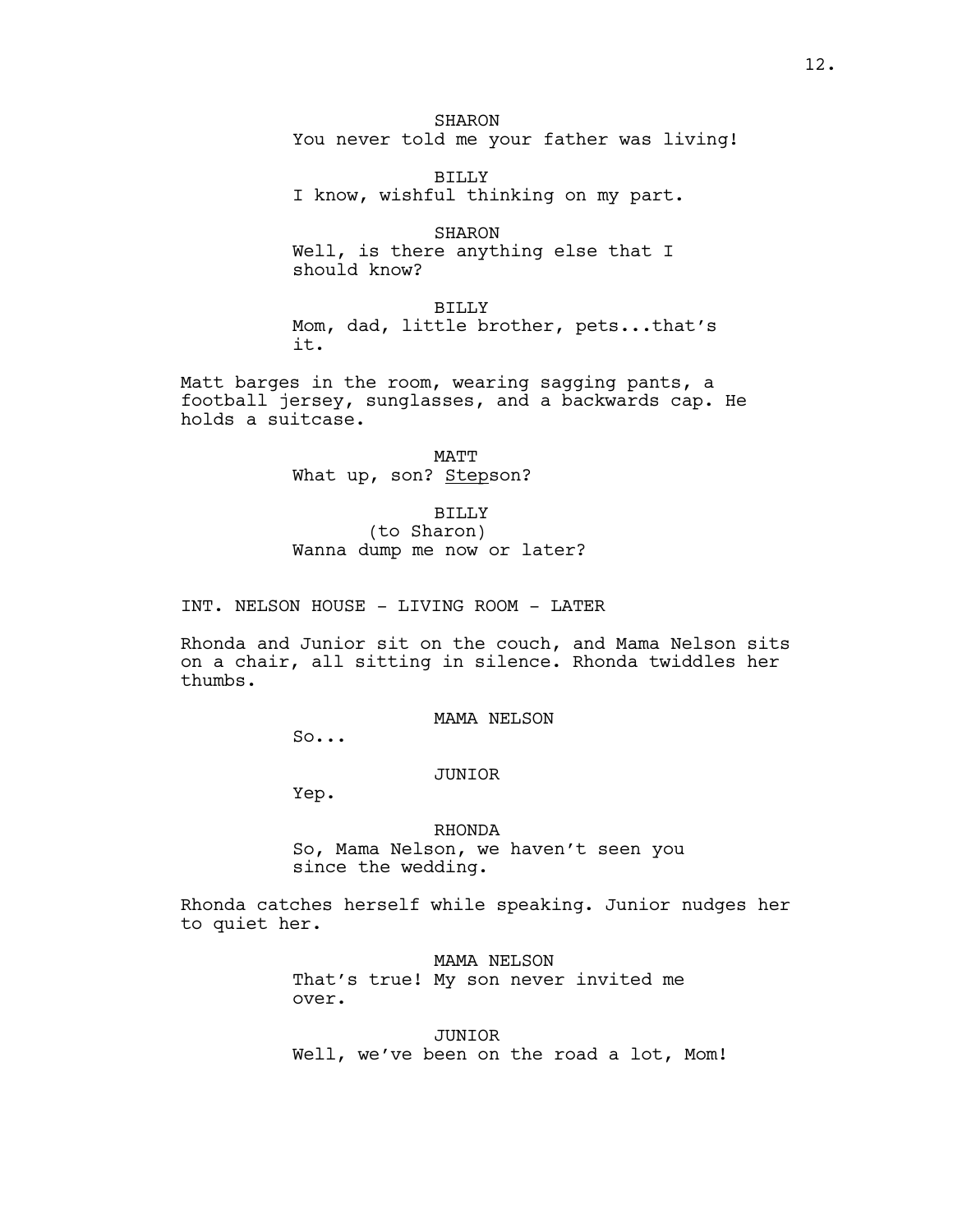SHARON
You never told me your father was living!

BILLY
I know, wishful thinking on my part.

SHARON
Well, is there anything else that I should know?

BILLY
Mom, dad, little brother, pets...that's it.

Matt barges in the room, wearing sagging pants, a football jersey, sunglasses, and a backwards cap. He holds a suitcase.

MATT
What up, son? <u>Step</u>son?

BILLY
(to Sharon)
Wanna dump me now or later?

INT. NELSON HOUSE - LIVING ROOM - LATER

Rhonda and Junior sit on the couch, and Mama Nelson sits on a chair, all sitting in silence. Rhonda twiddles her thumbs.

MAMA NELSON
So...

JUNIOR
Yep.

RHONDA
So, Mama Nelson, we haven't seen you since the wedding.

Rhonda catches herself while speaking. Junior nudges her to quiet her.

MAMA NELSON
That's true! My son never invited me over.

JUNIOR
Well, we've been on the road a lot, Mom!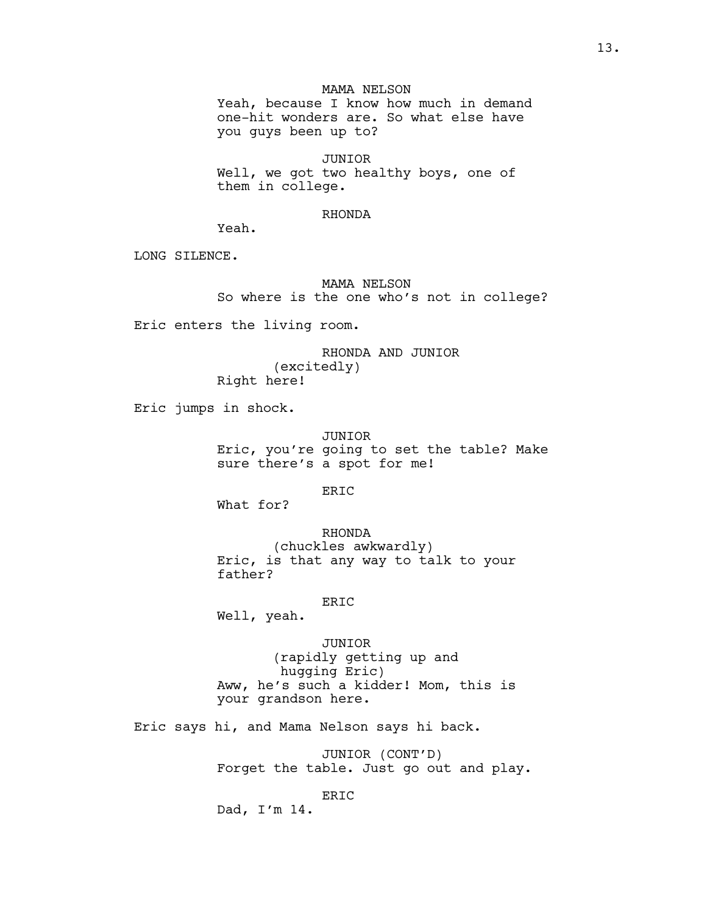MAMA NELSON

Yeah, because I know how much in demand one-hit wonders are. So what else have you guys been up to?

JUNIOR

Well, we got two healthy boys, one of them in college.

RHONDA

Yeah.

LONG SILENCE.

MAMA NELSON

So where is the one who's not in college?

Eric enters the living room.

RHONDA AND JUNIOR

(excitedly)

Right here!

Eric jumps in shock.

JUNIOR

Eric, you're going to set the table? Make sure there's a spot for me!

ERIC

What for?

RHONDA

(chuckles awkwardly)

Eric, is that any way to talk to your father?

ERIC

Well, yeah.

JUNIOR

(rapidly getting up and hugging Eric)

Aww, he's such a kidder! Mom, this is your grandson here.

Eric says hi, and Mama Nelson says hi back.

JUNIOR (CONT'D)

Forget the table. Just go out and play.

ERIC

Dad, I'm 14.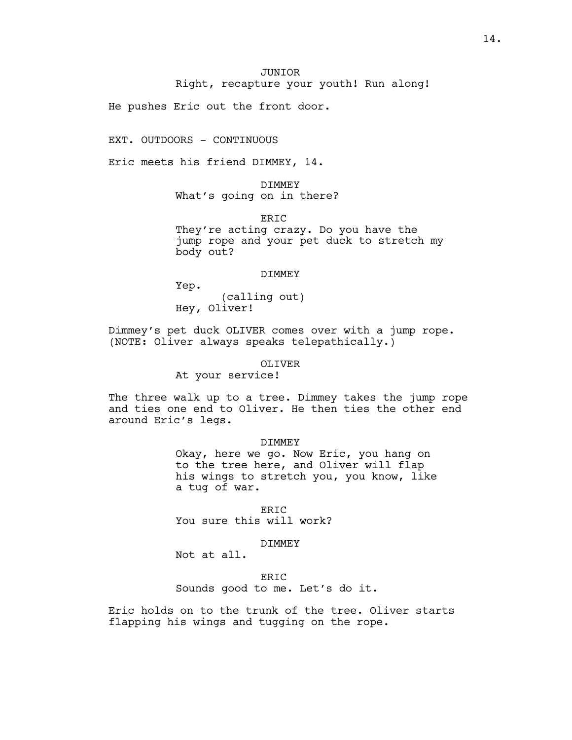JUNIOR
Right, recapture your youth! Run along!

He pushes Eric out the front door.

EXT. OUTDOORS - CONTINUOUS

Eric meets his friend DIMMEY, 14.

DIMMEY
What's going on in there?

ERIC
They're acting crazy. Do you have the jump rope and your pet duck to stretch my body out?

DIMMEY
Yep.
(calling out)
Hey, Oliver!

Dimmey's pet duck OLIVER comes over with a jump rope. (NOTE: Oliver always speaks telepathically.)

OLIVER
At your service!

The three walk up to a tree. Dimmey takes the jump rope and ties one end to Oliver. He then ties the other end around Eric's legs.

DIMMEY
Okay, here we go. Now Eric, you hang on to the tree here, and Oliver will flap his wings to stretch you, you know, like a tug of war.

ERIC
You sure this will work?

DIMMEY
Not at all.

ERIC
Sounds good to me. Let's do it.

Eric holds on to the trunk of the tree. Oliver starts flapping his wings and tugging on the rope.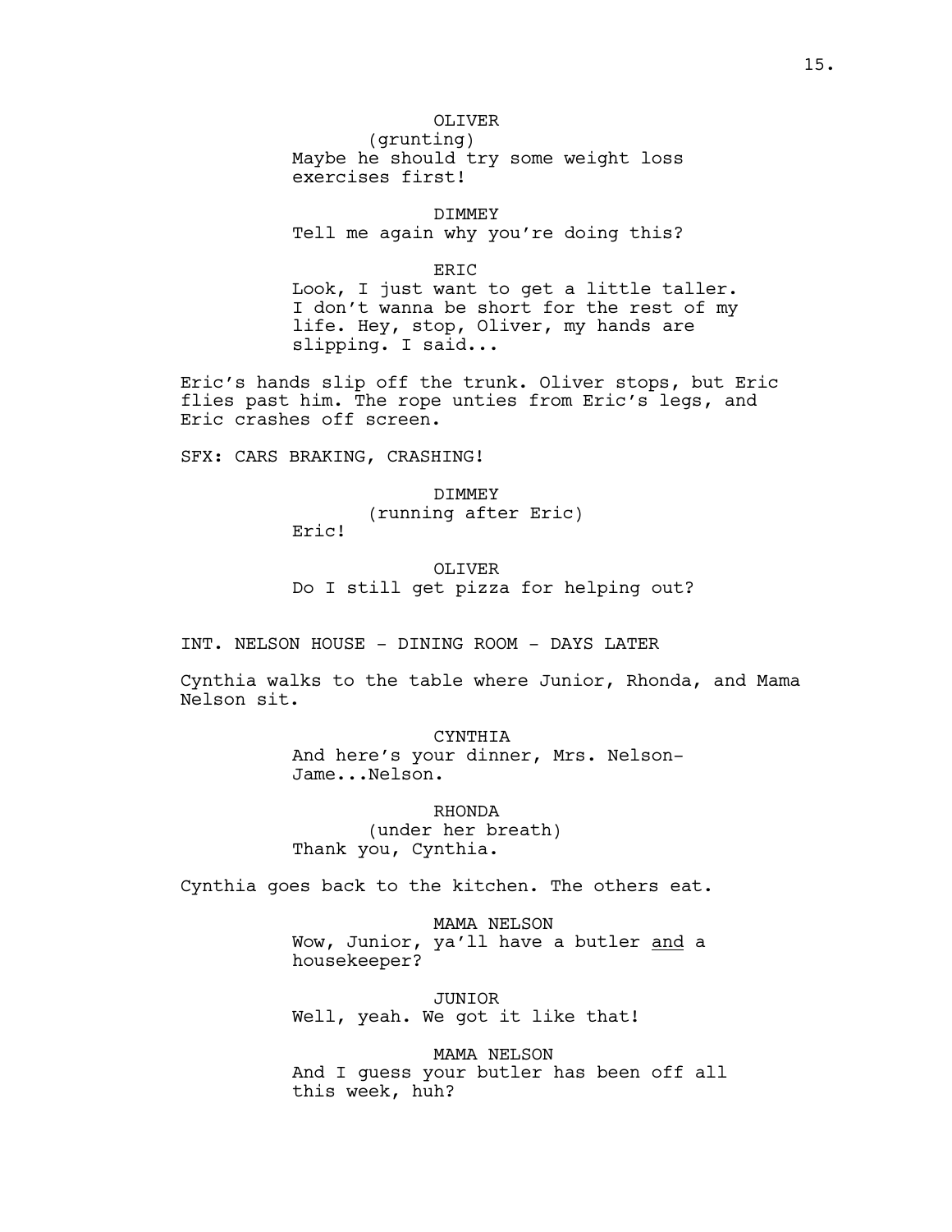OLIVER
(grunting)
Maybe he should try some weight loss exercises first!

DIMMEY
Tell me again why you're doing this?

ERIC
Look, I just want to get a little taller. I don't wanna be short for the rest of my life. Hey, stop, Oliver, my hands are slipping. I said...

Eric's hands slip off the trunk. Oliver stops, but Eric flies past him. The rope unties from Eric's legs, and Eric crashes off screen.

SFX: CARS BRAKING, CRASHING!

DIMMEY
(running after Eric)
Eric!

OLIVER
Do I still get pizza for helping out?

INT. NELSON HOUSE - DINING ROOM - DAYS LATER

Cynthia walks to the table where Junior, Rhonda, and Mama Nelson sit.

CYNTHIA
And here's your dinner, Mrs. Nelson-Jame...Nelson.

RHONDA
(under her breath)
Thank you, Cynthia.

Cynthia goes back to the kitchen. The others eat.

MAMA NELSON
Wow, Junior, ya'll have a butler <u>and</u> a housekeeper?

JUNIOR
Well, yeah. We got it like that!

MAMA NELSON
And I guess your butler has been off all this week, huh?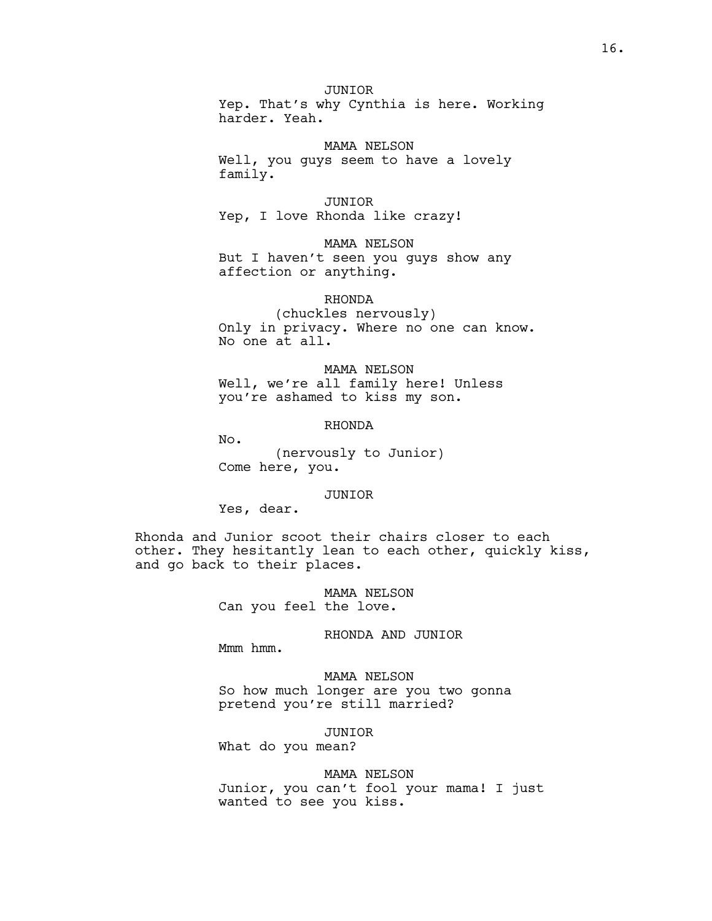JUNIOR

Yep. That's why Cynthia is here. Working harder. Yeah.

MAMA NELSON

Well, you guys seem to have a lovely family.

JUNIOR

Yep, I love Rhonda like crazy!

MAMA NELSON

But I haven't seen you guys show any affection or anything.

RHONDA

(chuckles nervously)

Only in privacy. Where no one can know. No one at all.

MAMA NELSON

Well, we're all family here! Unless you're ashamed to kiss my son.

RHONDA

No.

(nervously to Junior)

Come here, you.

JUNIOR

Yes, dear.

Rhonda and Junior scoot their chairs closer to each other. They hesitantly lean to each other, quickly kiss, and go back to their places.

MAMA NELSON

Can you feel the love.

RHONDA AND JUNIOR

Mmm hmm.

MAMA NELSON

So how much longer are you two gonna pretend you're still married?

JUNIOR

What do you mean?

MAMA NELSON

Junior, you can't fool your mama! I just wanted to see you kiss.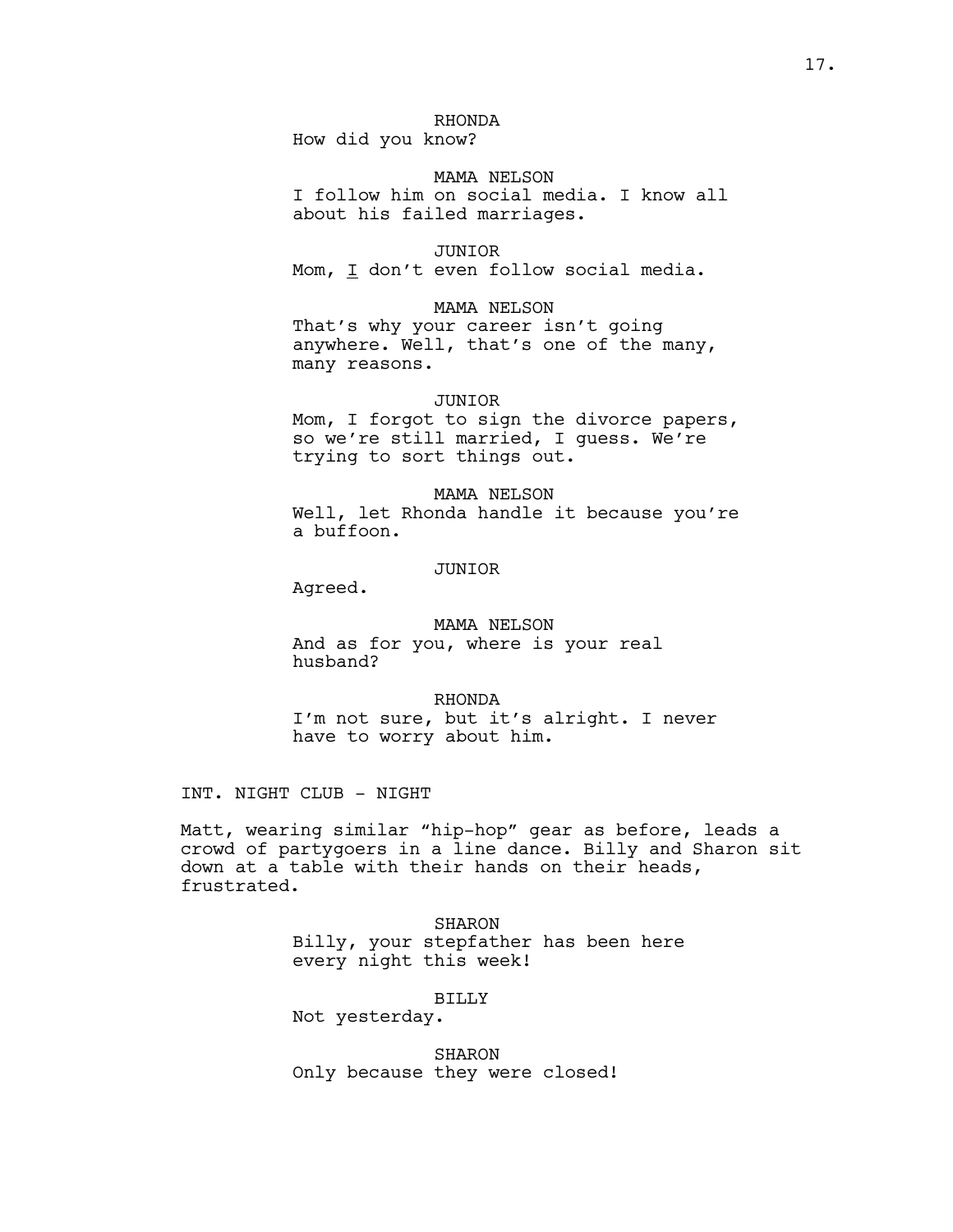RHONDA
How did you know?

MAMA NELSON
I follow him on social media. I know all about his failed marriages.

JUNIOR
Mom, I don't even follow social media.

MAMA NELSON
That's why your career isn't going anywhere. Well, that's one of the many, many reasons.

JUNIOR
Mom, I forgot to sign the divorce papers, so we're still married, I guess. We're trying to sort things out.

MAMA NELSON
Well, let Rhonda handle it because you're a buffoon.

JUNIOR
Agreed.

MAMA NELSON
And as for you, where is your real husband?

RHONDA
I'm not sure, but it's alright. I never have to worry about him.

INT. NIGHT CLUB - NIGHT

Matt, wearing similar "hip-hop" gear as before, leads a crowd of partygoers in a line dance. Billy and Sharon sit down at a table with their hands on their heads, frustrated.

SHARON
Billy, your stepfather has been here every night this week!

BILLY
Not yesterday.

SHARON
Only because they were closed!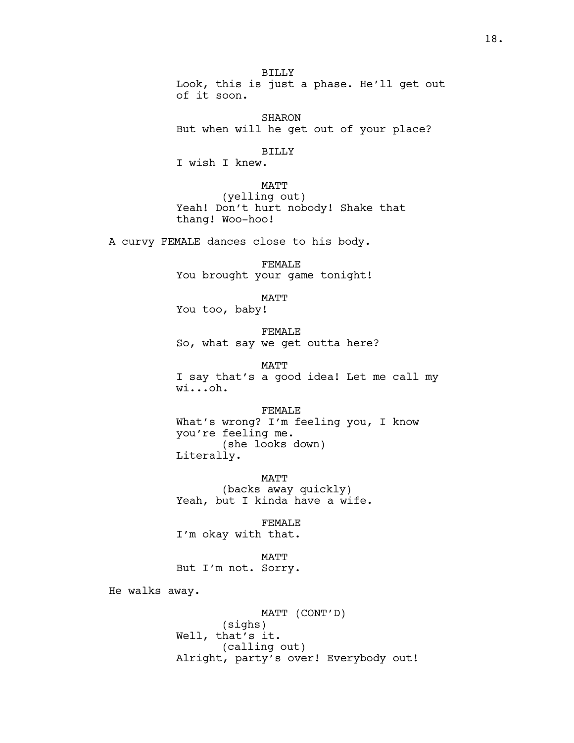BILLY
Look, this is just a phase. He'll get out of it soon.

SHARON
But when will he get out of your place?

BILLY
I wish I knew.

MATT
(yelling out)
Yeah! Don't hurt nobody! Shake that thang! Woo-hoo!

A curvy FEMALE dances close to his body.

FEMALE
You brought your game tonight!

MATT
You too, baby!

FEMALE
So, what say we get outta here?

MATT
I say that's a good idea! Let me call my wi...oh.

FEMALE
What's wrong? I'm feeling you, I know you're feeling me.
(she looks down)
Literally.

MATT
(backs away quickly)
Yeah, but I kinda have a wife.

FEMALE
I'm okay with that.

MATT
But I'm not. Sorry.

He walks away.

MATT (CONT'D)
(sighs)
Well, that's it.
(calling out)
Alright, party's over! Everybody out!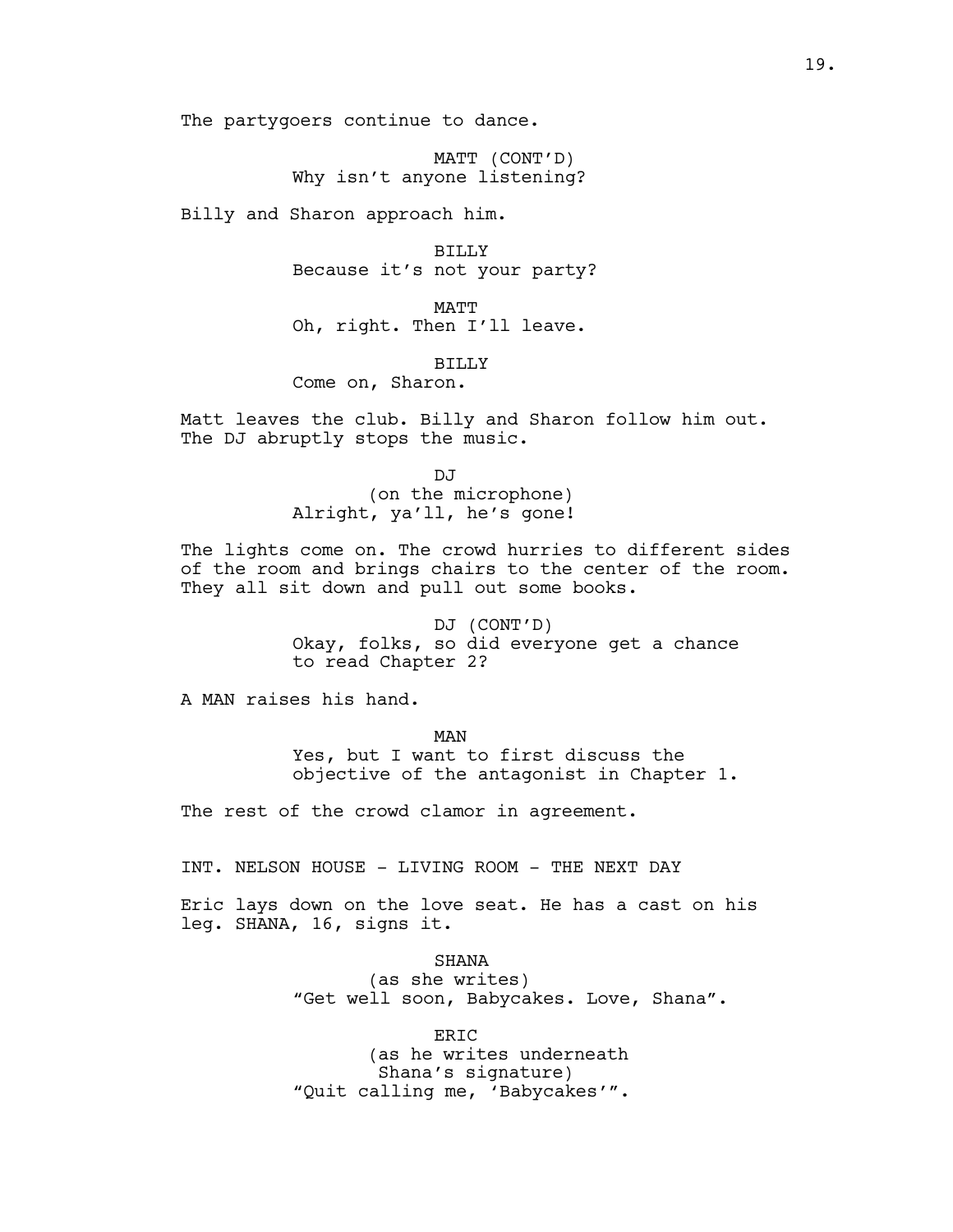The partygoers continue to dance.

MATT (CONT'D)
Why isn't anyone listening?

Billy and Sharon approach him.

BILLY
Because it's not your party?

MATT
Oh, right. Then I'll leave.

BILLY
Come on, Sharon.

Matt leaves the club. Billy and Sharon follow him out. The DJ abruptly stops the music.

DJ
(on the microphone)
Alright, ya'll, he's gone!

The lights come on. The crowd hurries to different sides of the room and brings chairs to the center of the room. They all sit down and pull out some books.

DJ (CONT'D)
Okay, folks, so did everyone get a chance to read Chapter 2?

A MAN raises his hand.

MAN
Yes, but I want to first discuss the objective of the antagonist in Chapter 1.

The rest of the crowd clamor in agreement.

INT. NELSON HOUSE - LIVING ROOM - THE NEXT DAY

Eric lays down on the love seat. He has a cast on his leg. SHANA, 16, signs it.

SHANA
(as she writes)
"Get well soon, Babycakes. Love, Shana".

ERIC
(as he writes underneath Shana's signature)
"Quit calling me, 'Babycakes'".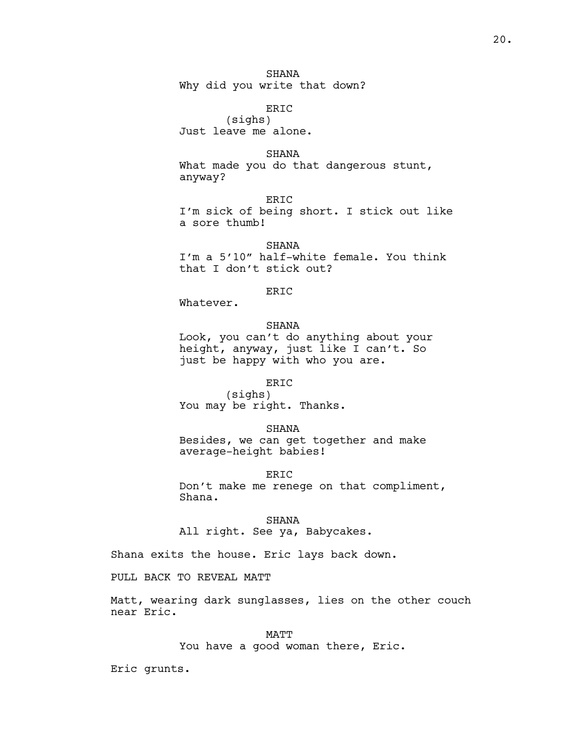SHANA
Why did you write that down?

ERIC
(sighs)
Just leave me alone.

SHANA
What made you do that dangerous stunt, anyway?

ERIC
I'm sick of being short. I stick out like a sore thumb!

SHANA
I'm a 5'10" half-white female. You think that I don't stick out?

ERIC
Whatever.

SHANA
Look, you can't do anything about your height, anyway, just like I can't. So just be happy with who you are.

ERIC
(sighs)
You may be right. Thanks.

SHANA
Besides, we can get together and make average-height babies!

ERIC
Don't make me renege on that compliment, Shana.

SHANA
All right. See ya, Babycakes.

Shana exits the house. Eric lays back down.

PULL BACK TO REVEAL MATT

Matt, wearing dark sunglasses, lies on the other couch near Eric.

MATT
You have a good woman there, Eric.

Eric grunts.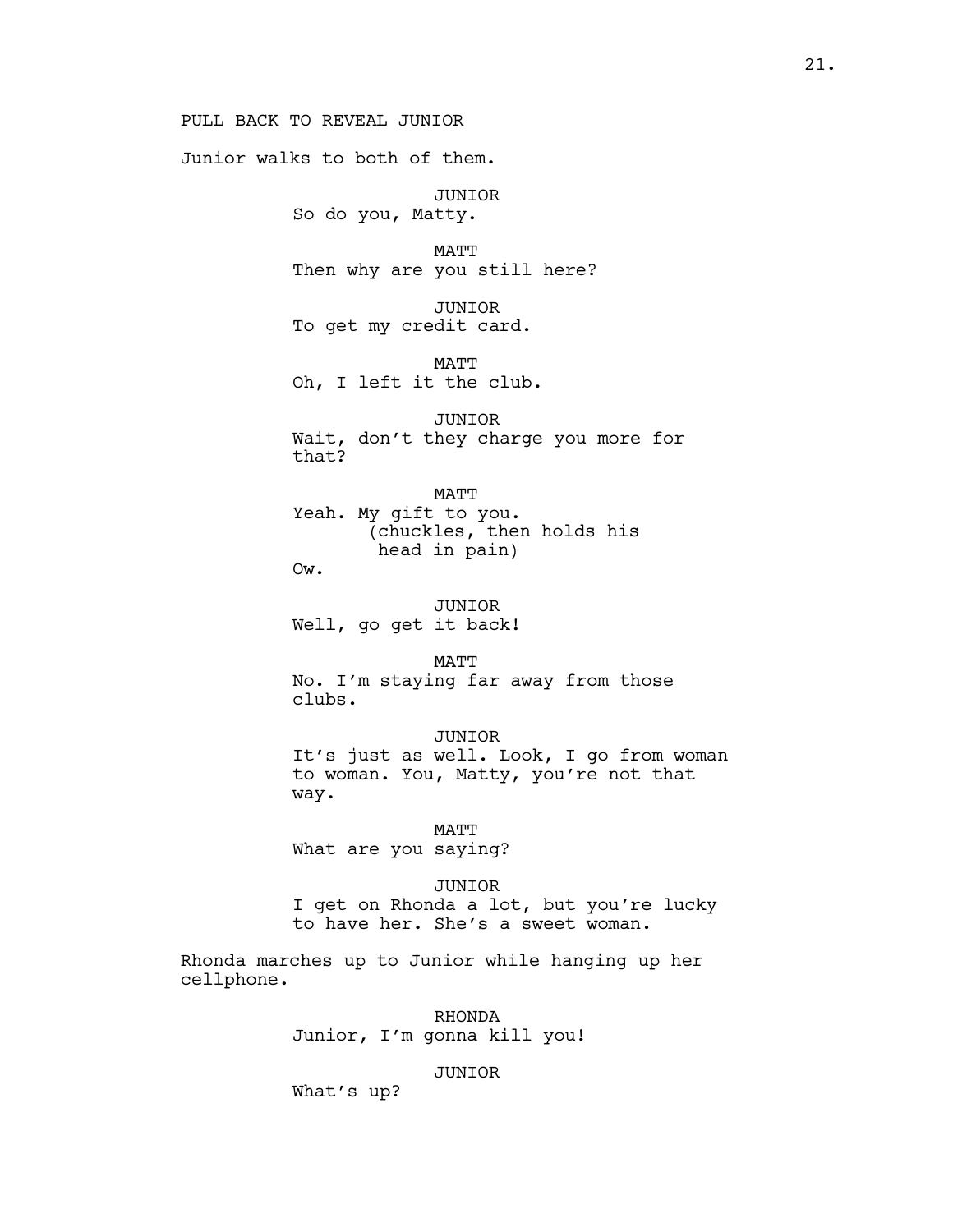PULL BACK TO REVEAL JUNIOR

Junior walks to both of them.

JUNIOR
So do you, Matty.

MATT
Then why are you still here?

JUNIOR
To get my credit card.

MATT
Oh, I left it the club.

JUNIOR
Wait, don't they charge you more for that?

MATT
Yeah. My gift to you.
(chuckles, then holds his head in pain)
Ow.

JUNIOR
Well, go get it back!

MATT
No. I'm staying far away from those clubs.

JUNIOR
It's just as well. Look, I go from woman to woman. You, Matty, you're not that way.

MATT
What are you saying?

JUNIOR
I get on Rhonda a lot, but you're lucky to have her. She's a sweet woman.

Rhonda marches up to Junior while hanging up her cellphone.

RHONDA
Junior, I'm gonna kill you!

JUNIOR
What's up?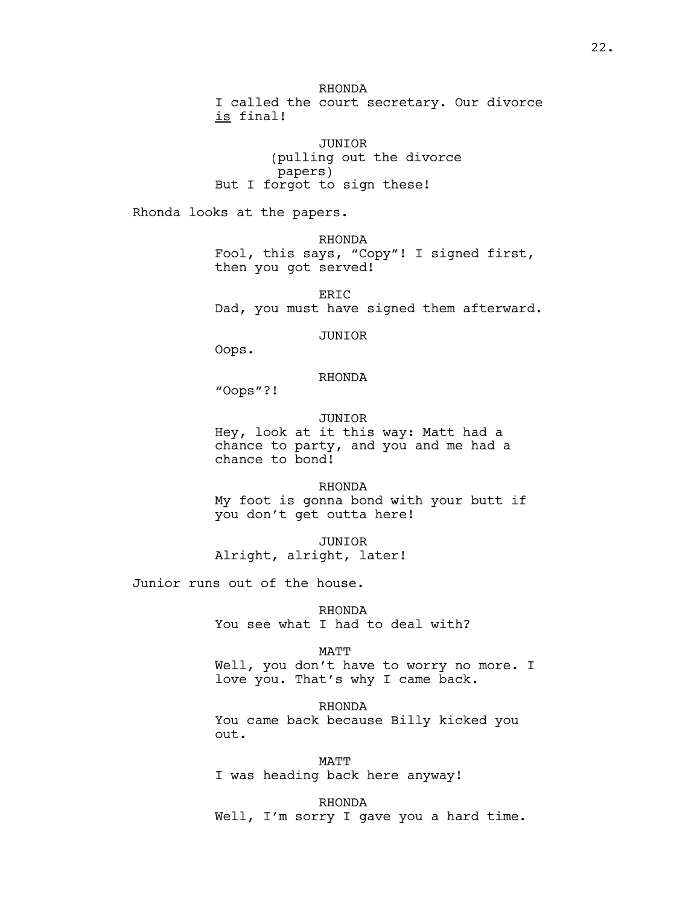RHONDA
I called the court secretary. Our divorce <u>is</u> final!

JUNIOR
(pulling out the divorce papers)
But I forgot to sign these!

Rhonda looks at the papers.

RHONDA
Fool, this says, "Copy"! I signed first, then you got served!

ERIC
Dad, you must have signed them afterward.

JUNIOR
Oops.

RHONDA
"Oops"?!

JUNIOR
Hey, look at it this way: Matt had a chance to party, and you and me had a chance to bond!

RHONDA
My foot is gonna bond with your butt if you don't get outta here!

JUNIOR
Alright, alright, later!

Junior runs out of the house.

RHONDA
You see what I had to deal with?

MATT
Well, you don't have to worry no more. I love you. That's why I came back.

RHONDA
You came back because Billy kicked you out.

MATT
I was heading back here anyway!

RHONDA
Well, I'm sorry I gave you a hard time.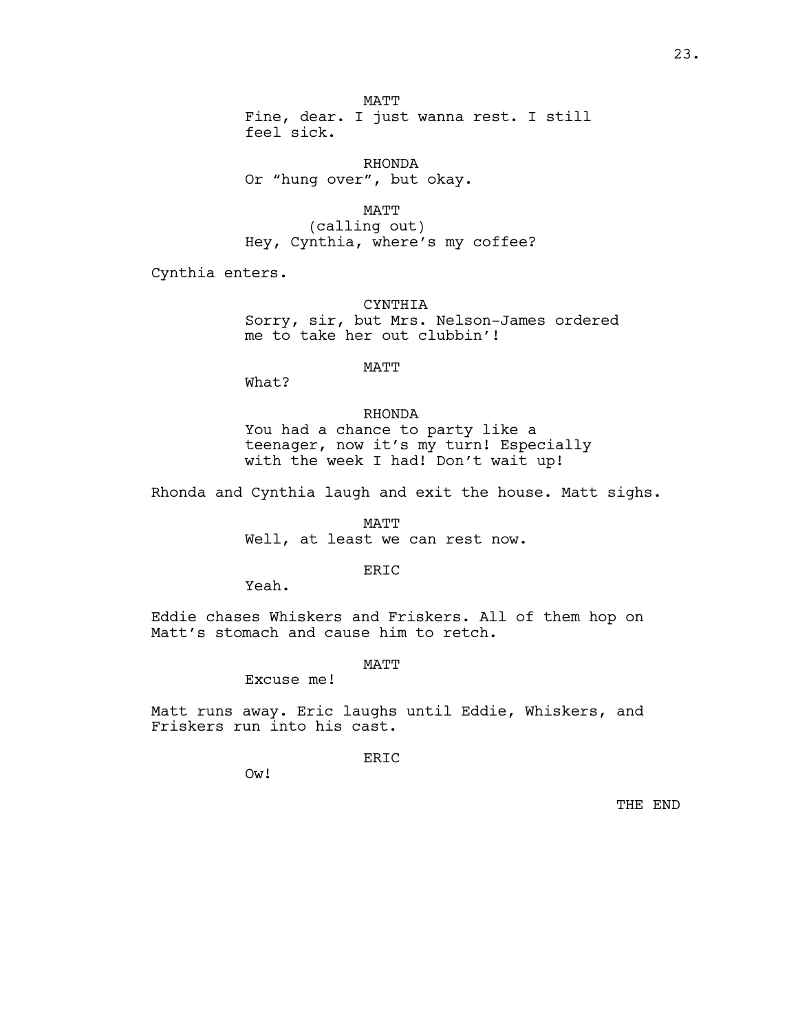MATT
Fine, dear. I just wanna rest. I still feel sick.

RHONDA
Or "hung over", but okay.

MATT
(calling out)
Hey, Cynthia, where's my coffee?

Cynthia enters.

CYNTHIA
Sorry, sir, but Mrs. Nelson-James ordered me to take her out clubbin'!

MATT
What?

RHONDA
You had a chance to party like a teenager, now it's my turn! Especially with the week I had! Don't wait up!

Rhonda and Cynthia laugh and exit the house. Matt sighs.

MATT
Well, at least we can rest now.

ERIC
Yeah.

Eddie chases Whiskers and Friskers. All of them hop on Matt's stomach and cause him to retch.

MATT
Excuse me!

Matt runs away. Eric laughs until Eddie, Whiskers, and Friskers run into his cast.

ERIC
Ow!

THE END